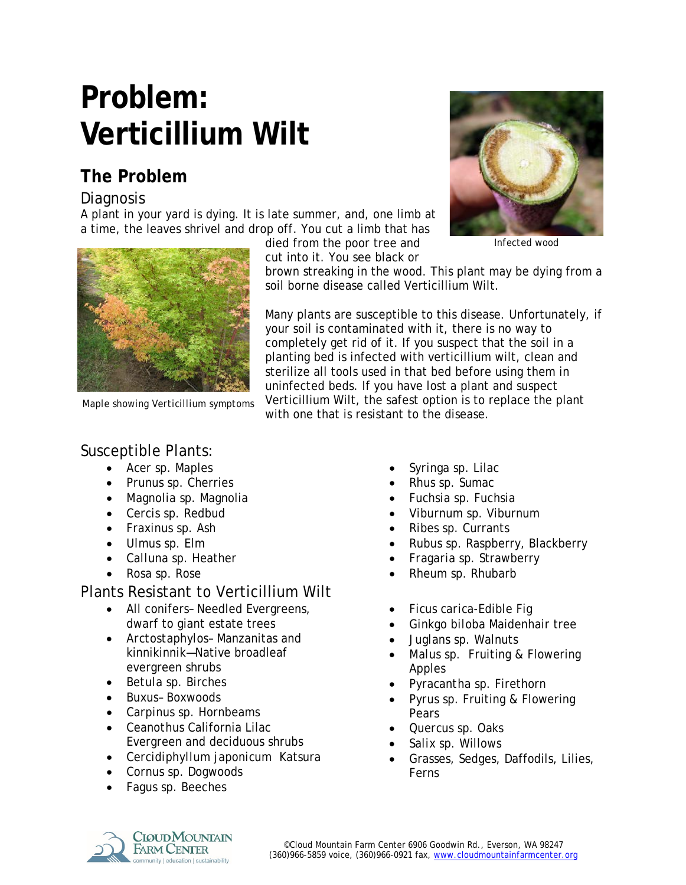# Problem: Verticillium Wilt

## The Problem

### Diagnosis

A plant in your yard is dying. It is late summer, and, one limb at a time, the leaves shrivel and drop off. You cut a limb that has died from the poor tree and cut into it. You see black or brown streaking in the wood. This plant may be dying from a soil borne disease called Verticillium Wilt.

Infected wood

Maple showing Verticillium symptoms

Many plants are susceptible to this disease. Unfortunately, if your soil is contaminated with it, there is no way to completely get rid of it. If you suspect that the soil in a planting bed is infected with verticillium wilt, clean and sterilize all tools used in that bed before using them in uninfected beds. If you have lost a plant and suspect Verticillium Wilt, the safest option is to replace the plant with one that is resistant to the disease.

### Susceptible Plants:

- Acer sp. Maples
- Prunus sp. Cherries
- Magnolia sp. Magnolia
- Cercis sp. Redbud
- Fraxinus sp. Ash
- Ulmus sp. Elm
- Calluna sp. Heather
- Rosa sp. Rose
- Syringa sp. Lilac
- Rhus sp. Sumac
- Fuchsia sp. Fuchsia
- Viburnum sp. Viburnum
- Ribes sp. Currants
- Rubus sp. Raspberry, Blackberry
- Fragaria sp. Strawberry
- Rheum sp. Rhubarb

### Plants Resistant to Verticillium Wilt

- All conifers– Needled Evergreens, dwarf to giant estate trees
- Arctostaphylos– Manzanitas and kinnikinnik—Native broadleaf evergreen shrubs
- Betula sp. Birches
- Buxus– Boxwoods
- Carpinus sp. Hornbeams
- Ceanothus California Lilac Evergreen and deciduous shrubs
- Cercidiphyllum japonicum Katsura
- Cornus sp. Dogwoods
- Fagus sp. Beeches
- Ficus carica-Edible Fig
- Ginkgo biloba Maidenhair tree
- Juglans sp. Walnuts
- Malus sp. Fruiting & Flowering Apples
- Pyracantha sp. Firethorn
- Pyrus sp. Fruiting & Flowering Pears
- Quercus sp. Oaks
- Salix sp. Willows
- Grasses, Sedges, Daffodils, Lilies, Ferns

©Cloud Mountain Farm Center 6906 Goodwin Rd., Everson, WA 98247
(360)966-5859 voice, (360)966-0921 fax, www.cloudmountainfarmcenter.org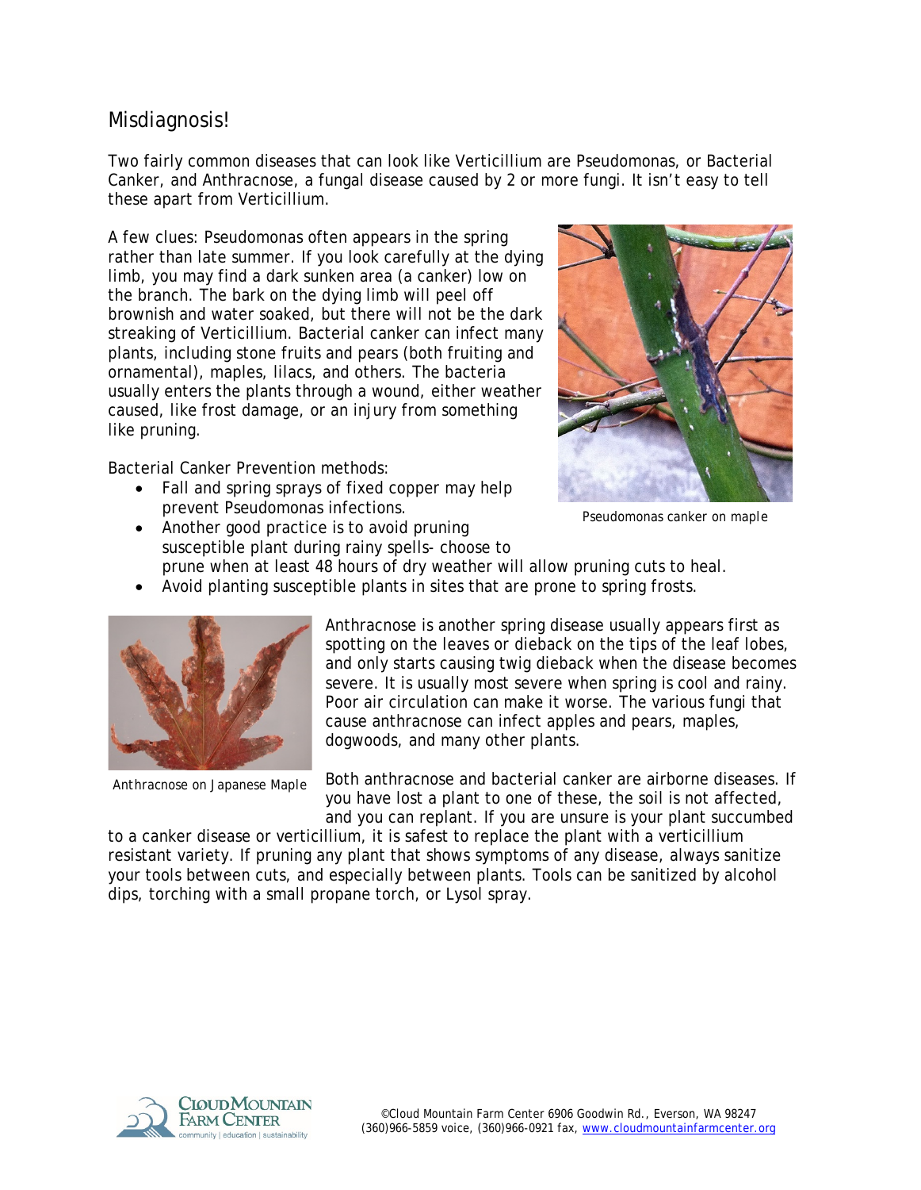## Misdiagnosis!

Two fairly common diseases that can look like Verticillium are Pseudomonas, or Bacterial Canker, and Anthracnose, a fungal disease caused by 2 or more fungi. It isn't easy to tell these apart from Verticillium.

A few clues: Pseudomonas often appears in the spring rather than late summer. If you look carefully at the dying limb, you may find a dark sunken area (a canker) low on the branch. The bark on the dying limb will peel off brownish and water soaked, but there will not be the dark streaking of Verticillium. Bacterial canker can infect many plants, including stone fruits and pears (both fruiting and ornamental), maples, lilacs, and others. The bacteria usually enters the plants through a wound, either weather caused, like frost damage, or an injury from something like pruning.

Pseudomonas canker on maple

Bacterial Canker Prevention methods:

- Fall and spring sprays of fixed copper may help prevent Pseudomonas infections.
- Another good practice is to avoid pruning susceptible plant during rainy spells- choose to prune when at least 48 hours of dry weather will allow pruning cuts to heal.
- Avoid planting susceptible plants in sites that are prone to spring frosts.

Anthracnose is another spring disease usually appears first as spotting on the leaves or dieback on the tips of the leaf lobes, and only starts causing twig dieback when the disease becomes severe. It is usually most severe when spring is cool and rainy. Poor air circulation can make it worse. The various fungi that cause anthracnose can infect apples and pears, maples, dogwoods, and many other plants.

Anthracnose on Japanese Maple

Both anthracnose and bacterial canker are airborne diseases. If you have lost a plant to one of these, the soil is not affected, and you can replant. If you are unsure is your plant succumbed to a canker disease or verticillium, it is safest to replace the plant with a verticillium resistant variety. If pruning any plant that shows symptoms of any disease, always sanitize your tools between cuts, and especially between plants. Tools can be sanitized by alcohol dips, torching with a small propane torch, or Lysol spray.